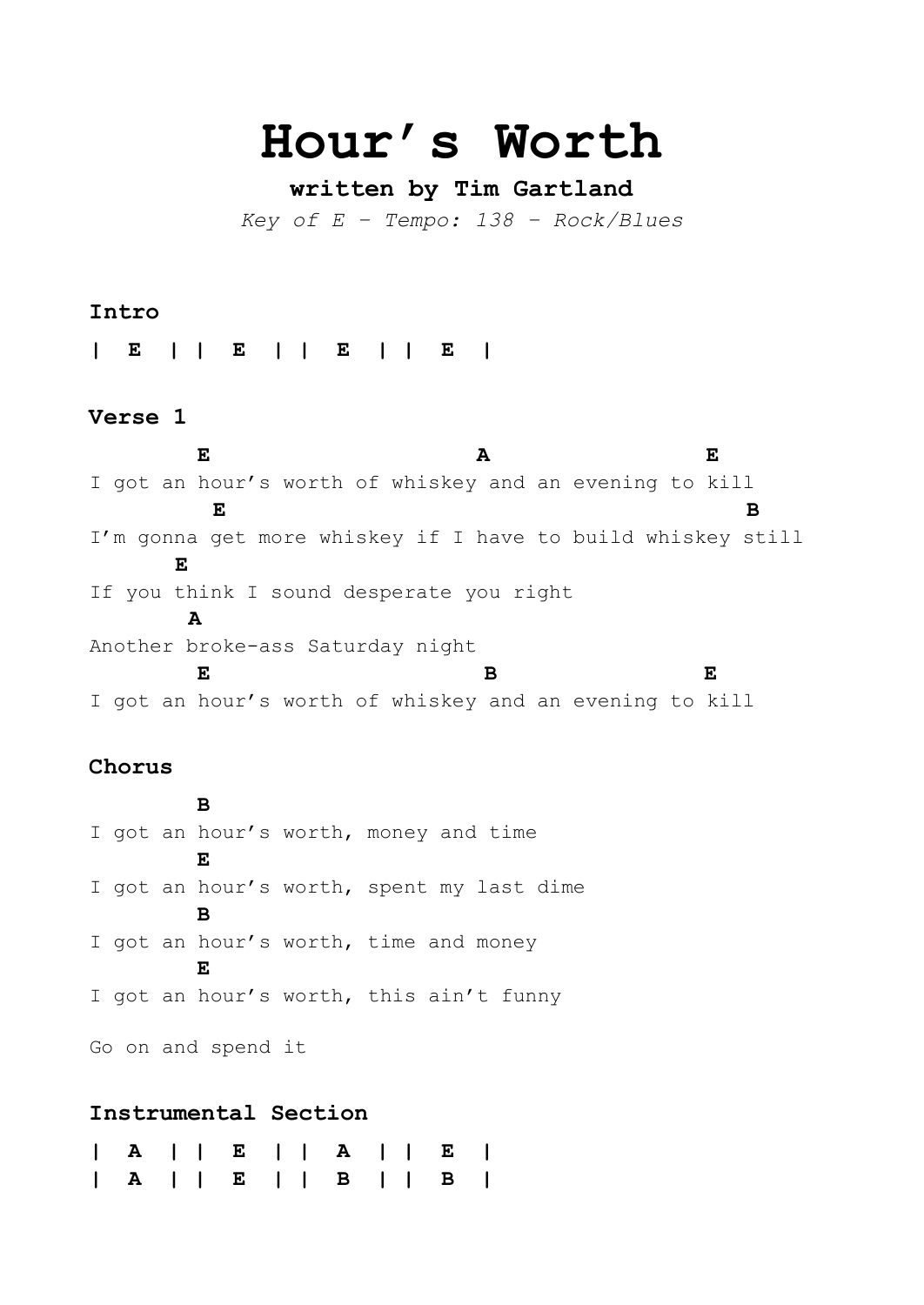# Hour's Worth

**written by Tim Gartland**

*Key of E - Tempo: 138 - Rock/Blues*

## Intro

```
| E | | E | | E | | E |
```

## Verse 1

```
        E                          A                E
I got an hour's worth of whiskey and an evening to kill
         E                                                B
I'm gonna get more whiskey if I have to build whiskey still
      E
If you think I sound desperate you right
       A
Another broke-ass Saturday night
        E                           B               E
I got an hour's worth of whiskey and an evening to kill
```

## Chorus

```
        B
I got an hour's worth, money and time
        E
I got an hour's worth, spent my last dime
        B
I got an hour's worth, time and money
        E
I got an hour's worth, this ain't funny

Go on and spend it
```

## Instrumental Section

```
| A | | E | | A | | E |
| A | | E | | B | | B |
```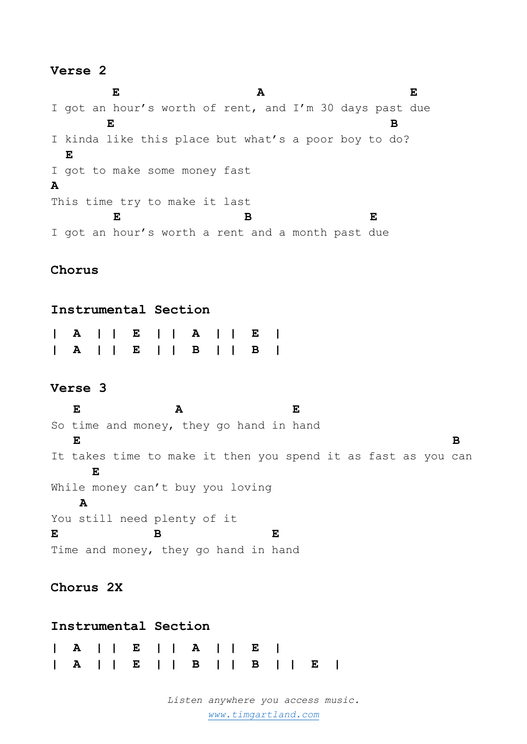## Verse 2

```
        E                  A                   E
I got an hour's worth of rent, and I'm 30 days past due
       E                                     B
I kinda like this place but what's a poor boy to do?
  E
I got to make some money fast
A
This time try to make it last
        E                B                E
I got an hour's worth a rent and a month past due
```

## Chorus

## Instrumental Section

```
| A || E || A || E |
| A || E || B || B |
```

## Verse 3

```
   E            A                E
So time and money, they go hand in hand
   E                                               B
It takes time to make it then you spend it as fast as you can
     E
While money can't buy you loving
    A
You still need plenty of it
E             B              E
Time and money, they go hand in hand
```

## Chorus 2X

## Instrumental Section

```
| A || E || A || E |
| A || E || B || B || E |
```

*Listen anywhere you access music.*

www.timgartland.com